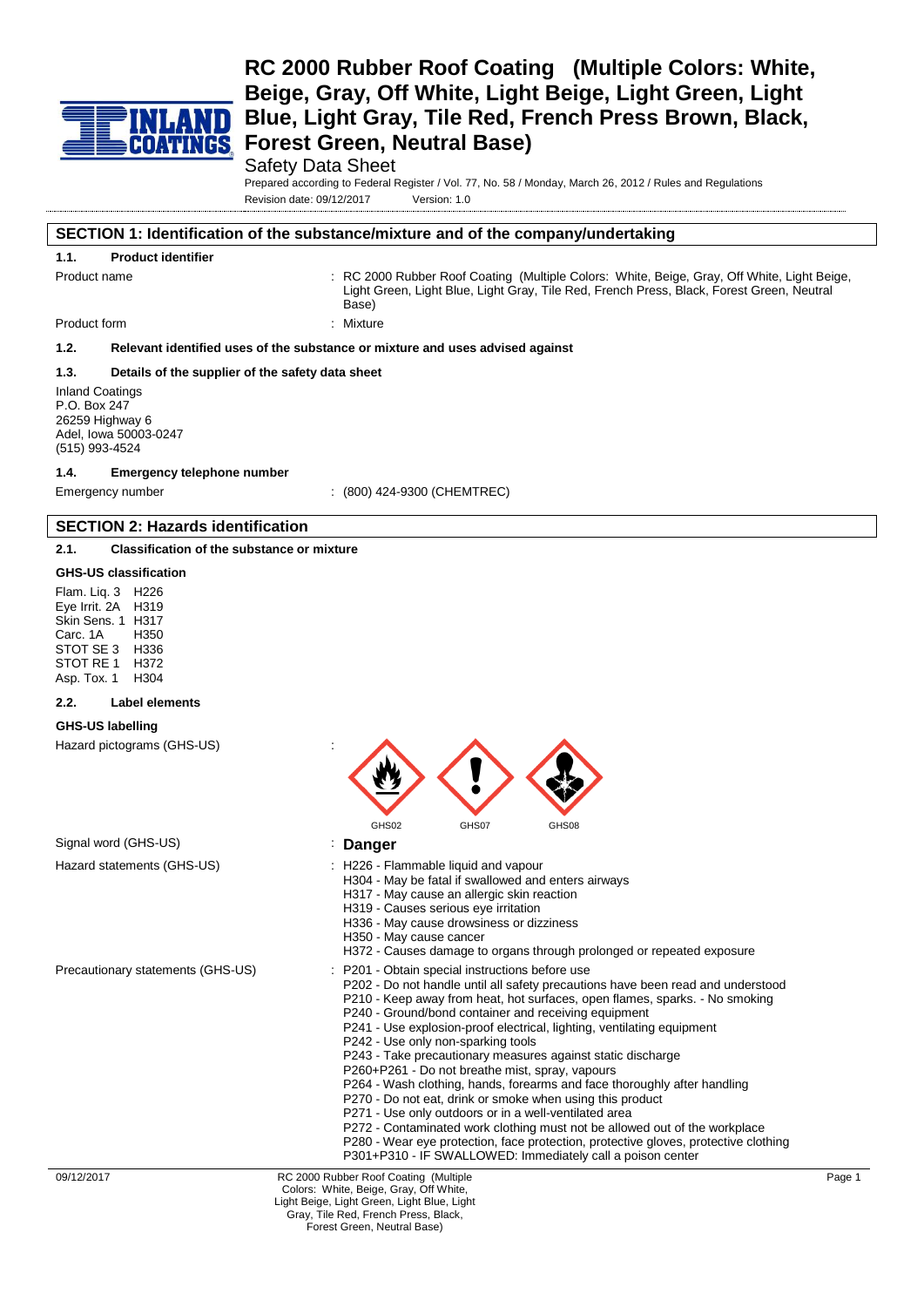# RC 2000 Rubber Roof Coating (Multiple Colors: White, Beige, Gray, Off White, Light Beige, Light Green, Light Blue, Light Gray, Tile Red, French Press Brown, Black, Forest Green, Neutral Base)

Safety Data Sheet

Prepared according to Federal Register / Vol. 77, No. 58 / Monday, March 26, 2012 / Rules and Regulations

Revision date: 09/12/2017 Version: 1.0

## SECTION 1: Identification of the substance/mixture and of the company/undertaking

### 1.1. Product identifier

Product name : RC 2000 Rubber Roof Coating (Multiple Colors: White, Beige, Gray, Off White, Light Beige, Light Green, Light Blue, Light Gray, Tile Red, French Press, Black, Forest Green, Neutral Base)

Product form : Mixture

### 1.2. Relevant identified uses of the substance or mixture and uses advised against

### 1.3. Details of the supplier of the safety data sheet

Inland Coatings
P.O. Box 247
26259 Highway 6
Adel, Iowa 50003-0247
(515) 993-4524

### 1.4. Emergency telephone number

Emergency number : (800) 424-9300 (CHEMTREC)

## SECTION 2: Hazards identification

### 2.1. Classification of the substance or mixture

**GHS-US classification**

Flam. Liq. 3 H226
Eye Irrit. 2A H319
Skin Sens. 1 H317
Carc. 1A H350
STOT SE 3 H336
STOT RE 1 H372
Asp. Tox. 1 H304

### 2.2. Label elements

**GHS-US labelling**

Hazard pictograms (GHS-US) : GHS02 GHS07 GHS08

Signal word (GHS-US) : **Danger**

Hazard statements (GHS-US) :
H226 - Flammable liquid and vapour
H304 - May be fatal if swallowed and enters airways
H317 - May cause an allergic skin reaction
H319 - Causes serious eye irritation
H336 - May cause drowsiness or dizziness
H350 - May cause cancer
H372 - Causes damage to organs through prolonged or repeated exposure

Precautionary statements (GHS-US) :
P201 - Obtain special instructions before use
P202 - Do not handle until all safety precautions have been read and understood
P210 - Keep away from heat, hot surfaces, open flames, sparks. - No smoking
P240 - Ground/bond container and receiving equipment
P241 - Use explosion-proof electrical, lighting, ventilating equipment
P242 - Use only non-sparking tools
P243 - Take precautionary measures against static discharge
P260+P261 - Do not breathe mist, spray, vapours
P264 - Wash clothing, hands, forearms and face thoroughly after handling
P270 - Do not eat, drink or smoke when using this product
P271 - Use only outdoors or in a well-ventilated area
P272 - Contaminated work clothing must not be allowed out of the workplace
P280 - Wear eye protection, face protection, protective gloves, protective clothing
P301+P310 - IF SWALLOWED: Immediately call a poison center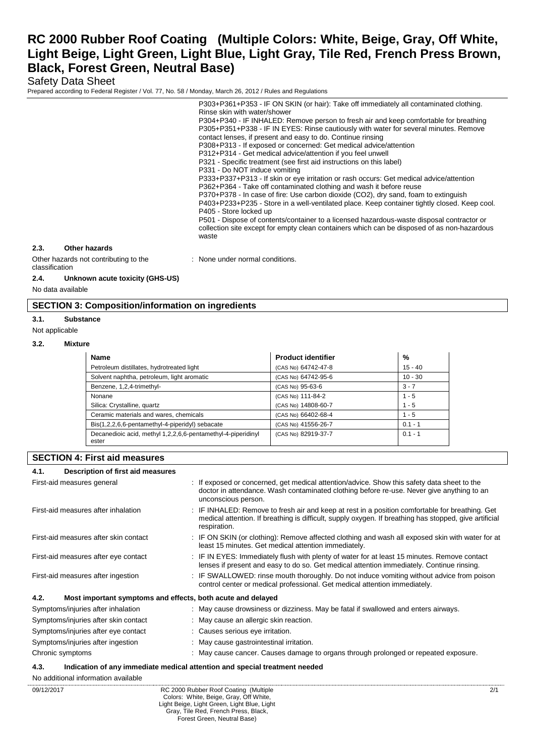P303+P361+P353 - IF ON SKIN (or hair): Take off immediately all contaminated clothing. Rinse skin with water/shower
P304+P340 - IF INHALED: Remove person to fresh air and keep comfortable for breathing
P305+P351+P338 - IF IN EYES: Rinse cautiously with water for several minutes. Remove contact lenses, if present and easy to do. Continue rinsing
P308+P313 - If exposed or concerned: Get medical advice/attention
P312+P314 - Get medical advice/attention if you feel unwell
P321 - Specific treatment (see first aid instructions on this label)
P331 - Do NOT induce vomiting
P333+P337+P313 - If skin or eye irritation or rash occurs: Get medical advice/attention
P362+P364 - Take off contaminated clothing and wash it before reuse
P370+P378 - In case of fire: Use carbon dioxide (CO2), dry sand, foam to extinguish
P403+P233+P235 - Store in a well-ventilated place. Keep container tightly closed. Keep cool.
P405 - Store locked up
P501 - Dispose of contents/container to a licensed hazardous-waste disposal contractor or collection site except for empty clean containers which can be disposed of as non-hazardous waste

### 2.3. Other hazards

Other hazards not contributing to the classification : None under normal conditions.

### 2.4. Unknown acute toxicity (GHS-US)

No data available

## SECTION 3: Composition/information on ingredients

### 3.1. Substance

Not applicable

### 3.2. Mixture

| Name | Product identifier | % |
|---|---|---|
| Petroleum distillates, hydrotreated light | (CAS No) 64742-47-8 | 15 - 40 |
| Solvent naphtha, petroleum, light aromatic | (CAS No) 64742-95-6 | 10 - 30 |
| Benzene, 1,2,4-trimethyl- | (CAS No) 95-63-6 | 3 - 7 |
| Nonane | (CAS No) 111-84-2 | 1 - 5 |
| Silica: Crystalline, quartz | (CAS No) 14808-60-7 | 1 - 5 |
| Ceramic materials and wares, chemicals | (CAS No) 66402-68-4 | 1 - 5 |
| Bis(1,2,2,6,6-pentamethyl-4-piperidyl) sebacate | (CAS No) 41556-26-7 | 0.1 - 1 |
| Decanedioic acid, methyl 1,2,2,6,6-pentamethyl-4-piperidinyl ester | (CAS No) 82919-37-7 | 0.1 - 1 |

## SECTION 4: First aid measures

### 4.1. Description of first aid measures

First-aid measures general : If exposed or concerned, get medical attention/advice. Show this safety data sheet to the doctor in attendance. Wash contaminated clothing before re-use. Never give anything to an unconscious person.

First-aid measures after inhalation : IF INHALED: Remove to fresh air and keep at rest in a position comfortable for breathing. Get medical attention. If breathing is difficult, supply oxygen. If breathing has stopped, give artificial respiration.

First-aid measures after skin contact : IF ON SKIN (or clothing): Remove affected clothing and wash all exposed skin with water for at least 15 minutes. Get medical attention immediately.

First-aid measures after eye contact : IF IN EYES: Immediately flush with plenty of water for at least 15 minutes. Remove contact lenses if present and easy to do so. Get medical attention immediately. Continue rinsing.

First-aid measures after ingestion : IF SWALLOWED: rinse mouth thoroughly. Do not induce vomiting without advice from poison control center or medical professional. Get medical attention immediately.

### 4.2. Most important symptoms and effects, both acute and delayed

Symptoms/injuries after inhalation : May cause drowsiness or dizziness. May be fatal if swallowed and enters airways.

Symptoms/injuries after skin contact : May cause an allergic skin reaction.

Symptoms/injuries after eye contact : Causes serious eye irritation.

Symptoms/injuries after ingestion : May cause gastrointestinal irritation.

Chronic symptoms : May cause cancer. Causes damage to organs through prolonged or repeated exposure.

### 4.3. Indication of any immediate medical attention and special treatment needed

No additional information available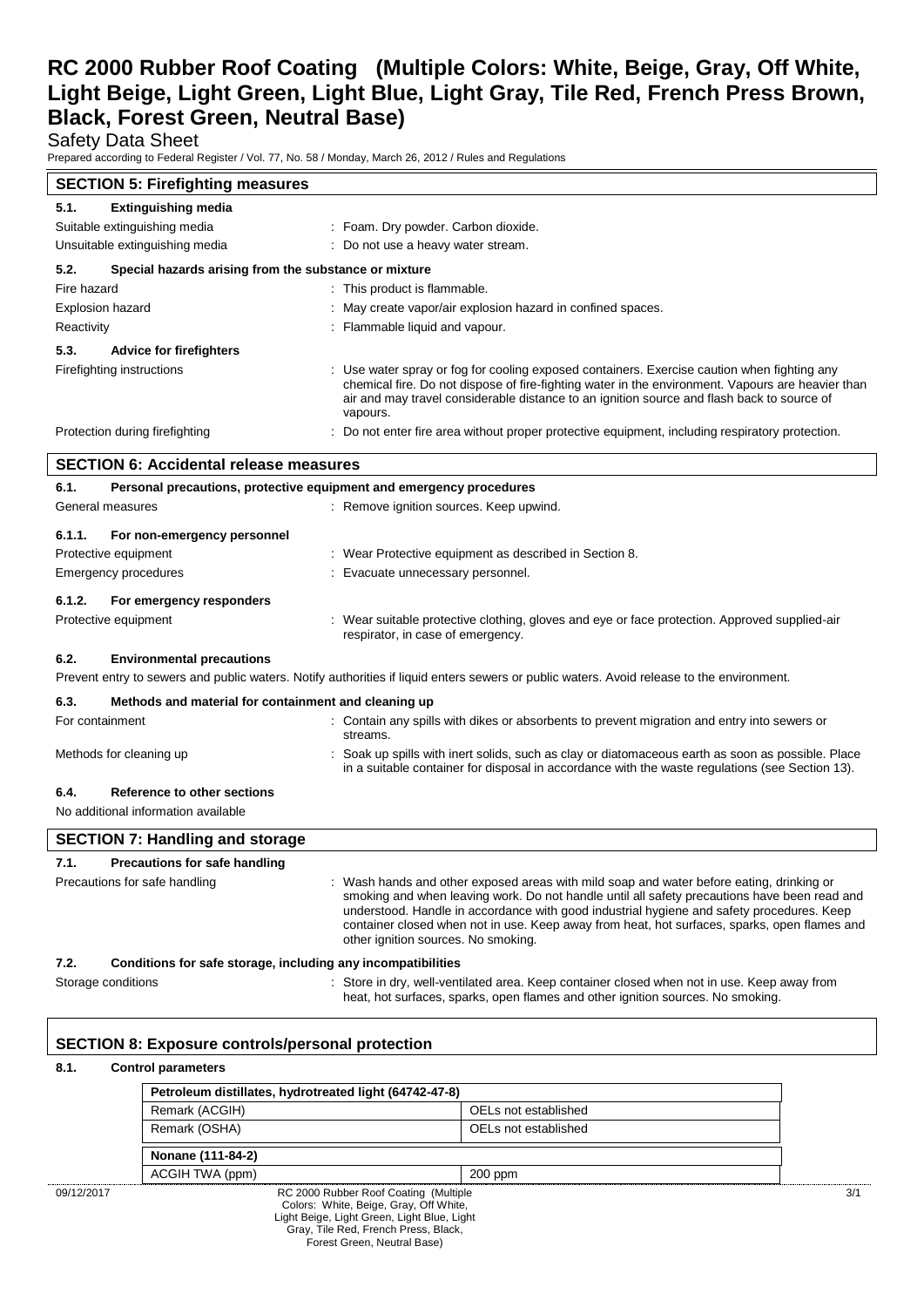## SECTION 5: Firefighting measures

### 5.1. Extinguishing media

| | |
|---|---|
| Suitable extinguishing media | : Foam. Dry powder. Carbon dioxide. |
| Unsuitable extinguishing media | : Do not use a heavy water stream. |

### 5.2. Special hazards arising from the substance or mixture

| | |
|---|---|
| Fire hazard | : This product is flammable. |
| Explosion hazard | : May create vapor/air explosion hazard in confined spaces. |
| Reactivity | : Flammable liquid and vapour. |

### 5.3. Advice for firefighters

| | |
|---|---|
| Firefighting instructions | : Use water spray or fog for cooling exposed containers. Exercise caution when fighting any chemical fire. Do not dispose of fire-fighting water in the environment. Vapours are heavier than air and may travel considerable distance to an ignition source and flash back to source of vapours. |
| Protection during firefighting | : Do not enter fire area without proper protective equipment, including respiratory protection. |

## SECTION 6: Accidental release measures

### 6.1. Personal precautions, protective equipment and emergency procedures

| | |
|---|---|
| General measures | : Remove ignition sources. Keep upwind. |

#### 6.1.1. For non-emergency personnel

| | |
|---|---|
| Protective equipment | : Wear Protective equipment as described in Section 8. |
| Emergency procedures | : Evacuate unnecessary personnel. |

#### 6.1.2. For emergency responders

| | |
|---|---|
| Protective equipment | : Wear suitable protective clothing, gloves and eye or face protection. Approved supplied-air respirator, in case of emergency. |

### 6.2. Environmental precautions

Prevent entry to sewers and public waters. Notify authorities if liquid enters sewers or public waters. Avoid release to the environment.

### 6.3. Methods and material for containment and cleaning up

| | |
|---|---|
| For containment | : Contain any spills with dikes or absorbents to prevent migration and entry into sewers or streams. |
| Methods for cleaning up | : Soak up spills with inert solids, such as clay or diatomaceous earth as soon as possible. Place in a suitable container for disposal in accordance with the waste regulations (see Section 13). |

### 6.4. Reference to other sections

No additional information available

## SECTION 7: Handling and storage

### 7.1. Precautions for safe handling

| | |
|---|---|
| Precautions for safe handling | : Wash hands and other exposed areas with mild soap and water before eating, drinking or smoking and when leaving work. Do not handle until all safety precautions have been read and understood. Handle in accordance with good industrial hygiene and safety procedures. Keep container closed when not in use. Keep away from heat, hot surfaces, sparks, open flames and other ignition sources. No smoking. |

### 7.2. Conditions for safe storage, including any incompatibilities

| | |
|---|---|
| Storage conditions | : Store in dry, well-ventilated area. Keep container closed when not in use. Keep away from heat, hot surfaces, sparks, open flames and other ignition sources. No smoking. |

## SECTION 8: Exposure controls/personal protection

### 8.1. Control parameters

| Petroleum distillates, hydrotreated light (64742-47-8) | |
|---|---|
| Remark (ACGIH) | OELs not established |
| Remark (OSHA) | OELs not established |

| Nonane (111-84-2) | |
|---|---|
| ACGIH TWA (ppm) | 200 ppm |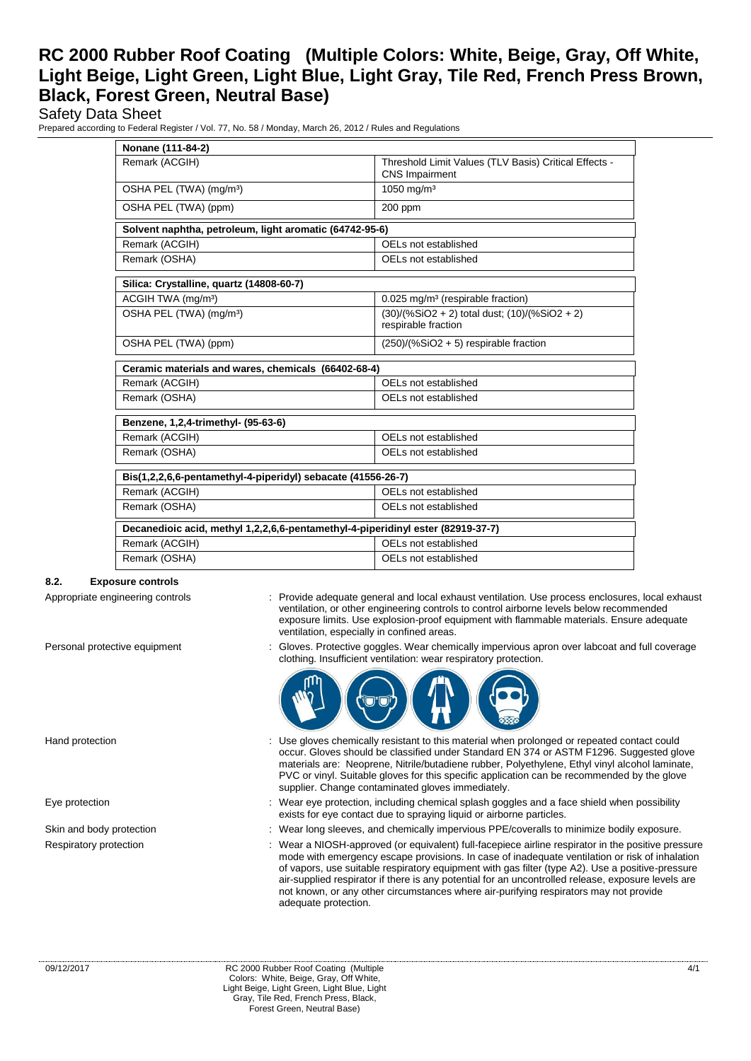| Nonane (111-84-2) | |
|---|---|
| Remark (ACGIH) | Threshold Limit Values (TLV Basis) Critical Effects - CNS Impairment |
| OSHA PEL (TWA) (mg/m³) | 1050 mg/m³ |
| OSHA PEL (TWA) (ppm) | 200 ppm |

| Solvent naphtha, petroleum, light aromatic (64742-95-6) | |
|---|---|
| Remark (ACGIH) | OELs not established |
| Remark (OSHA) | OELs not established |

| Silica: Crystalline, quartz (14808-60-7) | |
|---|---|
| ACGIH TWA (mg/m³) | 0.025 mg/m³ (respirable fraction) |
| OSHA PEL (TWA) (mg/m³) | (30)/(%SiO2 + 2) total dust; (10)/(%SiO2 + 2) respirable fraction |
| OSHA PEL (TWA) (ppm) | (250)/(%SiO2 + 5) respirable fraction |

| Ceramic materials and wares, chemicals (66402-68-4) | |
|---|---|
| Remark (ACGIH) | OELs not established |
| Remark (OSHA) | OELs not established |

| Benzene, 1,2,4-trimethyl- (95-63-6) | |
|---|---|
| Remark (ACGIH) | OELs not established |
| Remark (OSHA) | OELs not established |

| Bis(1,2,2,6,6-pentamethyl-4-piperidyl) sebacate (41556-26-7) | |
|---|---|
| Remark (ACGIH) | OELs not established |
| Remark (OSHA) | OELs not established |

| Decanedioic acid, methyl 1,2,2,6,6-pentamethyl-4-piperidinyl ester (82919-37-7) | |
|---|---|
| Remark (ACGIH) | OELs not established |
| Remark (OSHA) | OELs not established |

### 8.2. Exposure controls

Appropriate engineering controls : Provide adequate general and local exhaust ventilation. Use process enclosures, local exhaust ventilation, or other engineering controls to control airborne levels below recommended exposure limits. Use explosion-proof equipment with flammable materials. Ensure adequate ventilation, especially in confined areas.

Personal protective equipment : Gloves. Protective goggles. Wear chemically impervious apron over labcoat and full coverage clothing. Insufficient ventilation: wear respiratory protection.

Hand protection : Use gloves chemically resistant to this material when prolonged or repeated contact could occur. Gloves should be classified under Standard EN 374 or ASTM F1296. Suggested glove materials are: Neoprene, Nitrile/butadiene rubber, Polyethylene, Ethyl vinyl alcohol laminate, PVC or vinyl. Suitable gloves for this specific application can be recommended by the glove supplier. Change contaminated gloves immediately.

Eye protection : Wear eye protection, including chemical splash goggles and a face shield when possibility exists for eye contact due to spraying liquid or airborne particles.

Skin and body protection : Wear long sleeves, and chemically impervious PPE/coveralls to minimize bodily exposure.

Respiratory protection : Wear a NIOSH-approved (or equivalent) full-facepiece airline respirator in the positive pressure mode with emergency escape provisions. In case of inadequate ventilation or risk of inhalation of vapors, use suitable respiratory equipment with gas filter (type A2). Use a positive-pressure air-supplied respirator if there is any potential for an uncontrolled release, exposure levels are not known, or any other circumstances where air-purifying respirators may not provide adequate protection.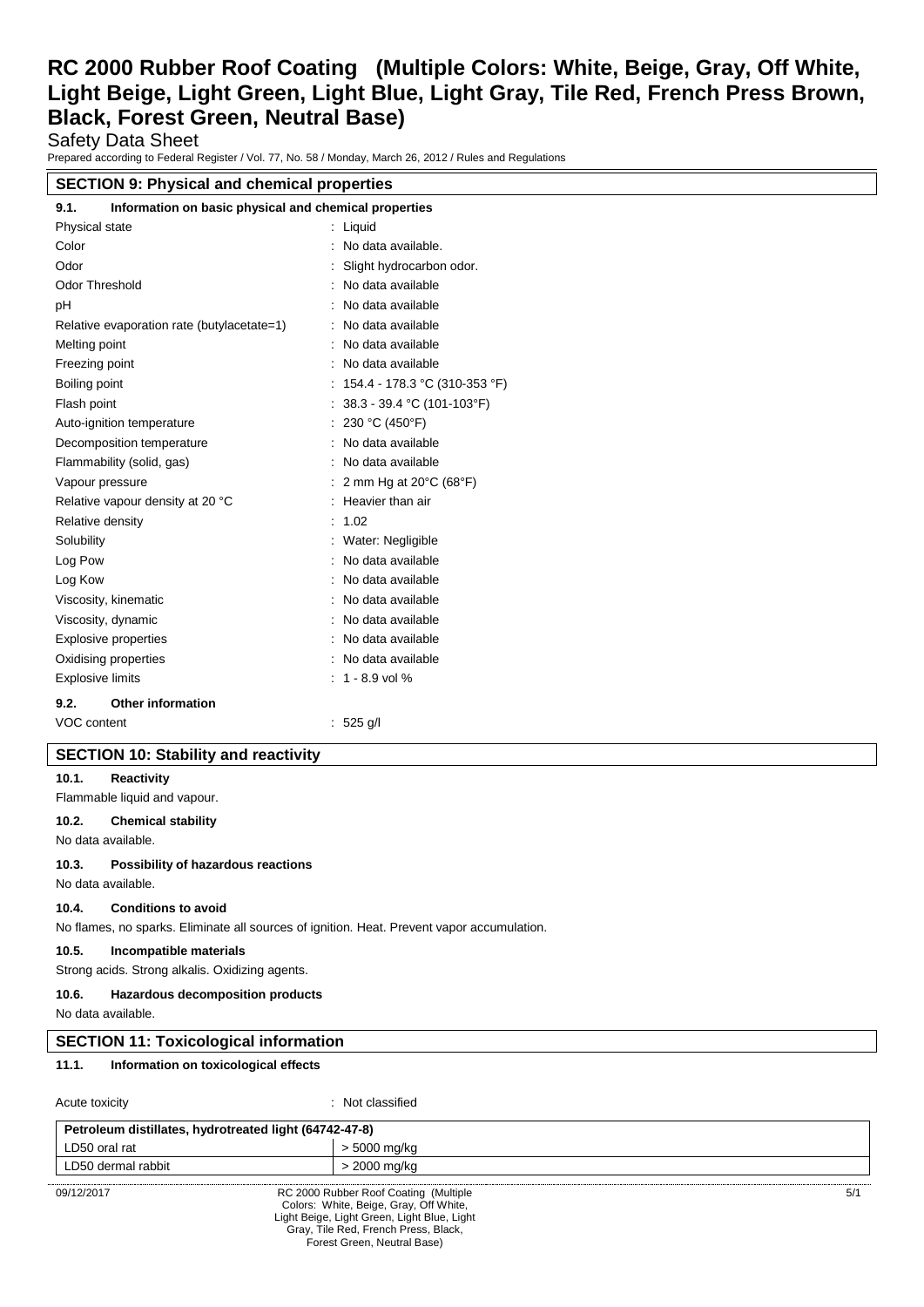## SECTION 9: Physical and chemical properties

### 9.1. Information on basic physical and chemical properties

| Property | Value |
|---|---|
| Physical state | : Liquid |
| Color | : No data available. |
| Odor | : Slight hydrocarbon odor. |
| Odor Threshold | : No data available |
| pH | : No data available |
| Relative evaporation rate (butylacetate=1) | : No data available |
| Melting point | : No data available |
| Freezing point | : No data available |
| Boiling point | : 154.4 - 178.3 °C (310-353 °F) |
| Flash point | : 38.3 - 39.4 °C (101-103°F) |
| Auto-ignition temperature | : 230 °C (450°F) |
| Decomposition temperature | : No data available |
| Flammability (solid, gas) | : No data available |
| Vapour pressure | : 2 mm Hg at 20°C (68°F) |
| Relative vapour density at 20 °C | : Heavier than air |
| Relative density | : 1.02 |
| Solubility | : Water: Negligible |
| Log Pow | : No data available |
| Log Kow | : No data available |
| Viscosity, kinematic | : No data available |
| Viscosity, dynamic | : No data available |
| Explosive properties | : No data available |
| Oxidising properties | : No data available |
| Explosive limits | : 1 - 8.9 vol % |

### 9.2. Other information

| Property | Value |
|---|---|
| VOC content | : 525 g/l |

## SECTION 10: Stability and reactivity

### 10.1. Reactivity

Flammable liquid and vapour.

### 10.2. Chemical stability

No data available.

### 10.3. Possibility of hazardous reactions

No data available.

### 10.4. Conditions to avoid

No flames, no sparks. Eliminate all sources of ignition. Heat. Prevent vapor accumulation.

### 10.5. Incompatible materials

Strong acids. Strong alkalis. Oxidizing agents.

### 10.6. Hazardous decomposition products

No data available.

## SECTION 11: Toxicological information

### 11.1. Information on toxicological effects

Acute toxicity : Not classified

| Petroleum distillates, hydrotreated light (64742-47-8) | |
|---|---|
| LD50 oral rat | > 5000 mg/kg |
| LD50 dermal rabbit | > 2000 mg/kg |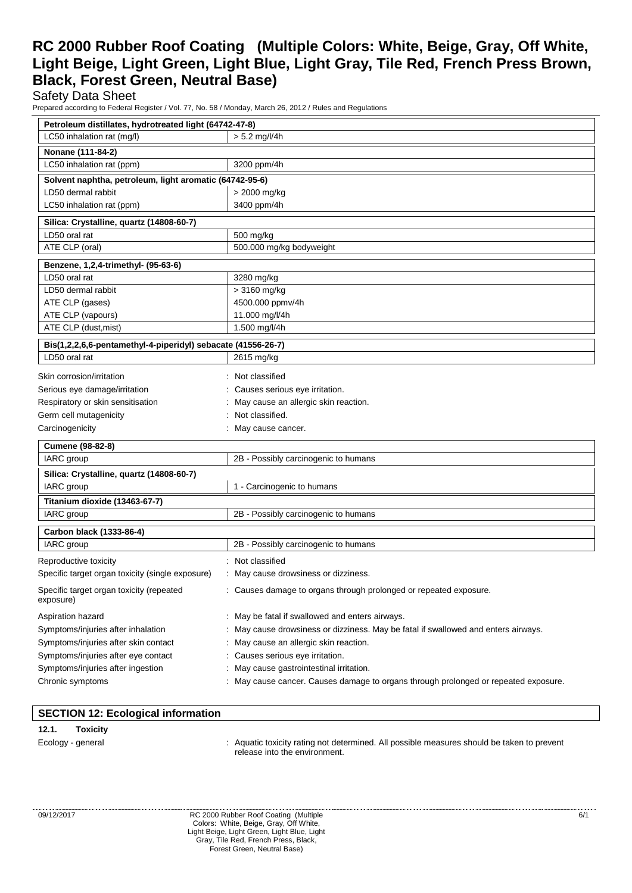| Petroleum distillates, hydrotreated light (64742-47-8) | |
|---|---|
| LC50 inhalation rat (mg/l) | > 5.2 mg/l/4h |

| Nonane (111-84-2) | |
|---|---|
| LC50 inhalation rat (ppm) | 3200 ppm/4h |

| Solvent naphtha, petroleum, light aromatic (64742-95-6) | |
|---|---|
| LD50 dermal rabbit | > 2000 mg/kg |
| LC50 inhalation rat (ppm) | 3400 ppm/4h |

| Silica: Crystalline, quartz (14808-60-7) | |
|---|---|
| LD50 oral rat | 500 mg/kg |
| ATE CLP (oral) | 500.000 mg/kg bodyweight |

| Benzene, 1,2,4-trimethyl- (95-63-6) | |
|---|---|
| LD50 oral rat | 3280 mg/kg |
| LD50 dermal rabbit | > 3160 mg/kg |
| ATE CLP (gases) | 4500.000 ppmv/4h |
| ATE CLP (vapours) | 11.000 mg/l/4h |
| ATE CLP (dust,mist) | 1.500 mg/l/4h |

| Bis(1,2,2,6,6-pentamethyl-4-piperidyl) sebacate (41556-26-7) | |
|---|---|
| LD50 oral rat | 2615 mg/kg |

Skin corrosion/irritation : Not classified

Serious eye damage/irritation : Causes serious eye irritation.

Respiratory or skin sensitisation : May cause an allergic skin reaction.

Germ cell mutagenicity : Not classified.

Carcinogenicity : May cause cancer.

| Cumene (98-82-8) | |
|---|---|
| IARC group | 2B - Possibly carcinogenic to humans |

| Silica: Crystalline, quartz (14808-60-7) | |
|---|---|
| IARC group | 1 - Carcinogenic to humans |

| Titanium dioxide (13463-67-7) | |
|---|---|
| IARC group | 2B - Possibly carcinogenic to humans |

| Carbon black (1333-86-4) | |
|---|---|
| IARC group | 2B - Possibly carcinogenic to humans |

Reproductive toxicity : Not classified

Specific target organ toxicity (single exposure) : May cause drowsiness or dizziness.

Specific target organ toxicity (repeated exposure) : Causes damage to organs through prolonged or repeated exposure.

Aspiration hazard : May be fatal if swallowed and enters airways.

Symptoms/injuries after inhalation : May cause drowsiness or dizziness. May be fatal if swallowed and enters airways.

Symptoms/injuries after skin contact : May cause an allergic skin reaction.

Symptoms/injuries after eye contact : Causes serious eye irritation.

Symptoms/injuries after ingestion : May cause gastrointestinal irritation.

Chronic symptoms : May cause cancer. Causes damage to organs through prolonged or repeated exposure.

## SECTION 12: Ecological information

### 12.1. Toxicity

Ecology - general : Aquatic toxicity rating not determined. All possible measures should be taken to prevent release into the environment.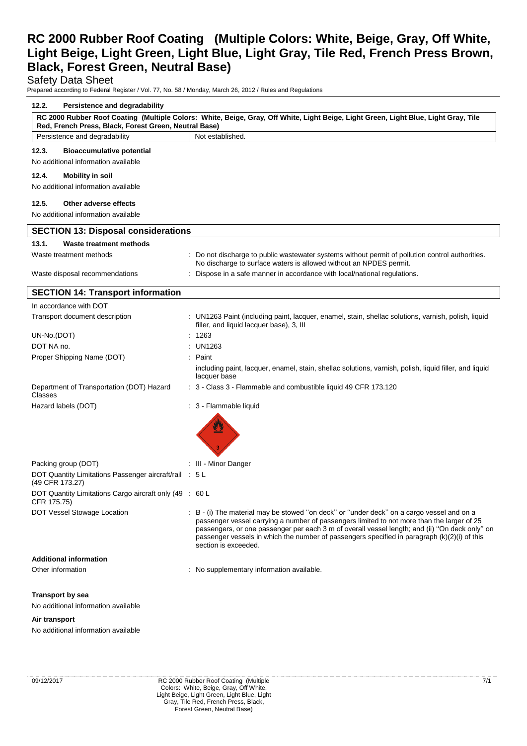### 12.2. Persistence and degradability

| RC 2000 Rubber Roof Coating (Multiple Colors: White, Beige, Gray, Off White, Light Beige, Light Green, Light Blue, Light Gray, Tile Red, French Press, Black, Forest Green, Neutral Base) | |
|---|---|
| Persistence and degradability | Not established. |

### 12.3. Bioaccumulative potential

No additional information available

### 12.4. Mobility in soil

No additional information available

### 12.5. Other adverse effects

No additional information available

## SECTION 13: Disposal considerations

### 13.1. Waste treatment methods

Waste treatment methods : Do not discharge to public wastewater systems without permit of pollution control authorities. No discharge to surface waters is allowed without an NPDES permit.

Waste disposal recommendations : Dispose in a safe manner in accordance with local/national regulations.

## SECTION 14: Transport information

In accordance with DOT

Transport document description : UN1263 Paint (including paint, lacquer, enamel, stain, shellac solutions, varnish, polish, liquid filler, and liquid lacquer base), 3, III

UN-No.(DOT) : 1263

DOT NA no. : UN1263

Proper Shipping Name (DOT) : Paint

including paint, lacquer, enamel, stain, shellac solutions, varnish, polish, liquid filler, and liquid lacquer base

Department of Transportation (DOT) Hazard Classes : 3 - Class 3 - Flammable and combustible liquid 49 CFR 173.120

Hazard labels (DOT) : 3 - Flammable liquid

Packing group (DOT) : III - Minor Danger

DOT Quantity Limitations Passenger aircraft/rail (49 CFR 173.27) : 5 L

DOT Quantity Limitations Cargo aircraft only (49 CFR 175.75) : 60 L

DOT Vessel Stowage Location : B - (i) The material may be stowed ''on deck'' or ''under deck'' on a cargo vessel and on a passenger vessel carrying a number of passengers limited to not more than the larger of 25 passengers, or one passenger per each 3 m of overall vessel length; and (ii) ''On deck only'' on passenger vessels in which the number of passengers specified in paragraph (k)(2)(i) of this section is exceeded.

**Additional information**

Other information : No supplementary information available.

**Transport by sea**

No additional information available

**Air transport**

No additional information available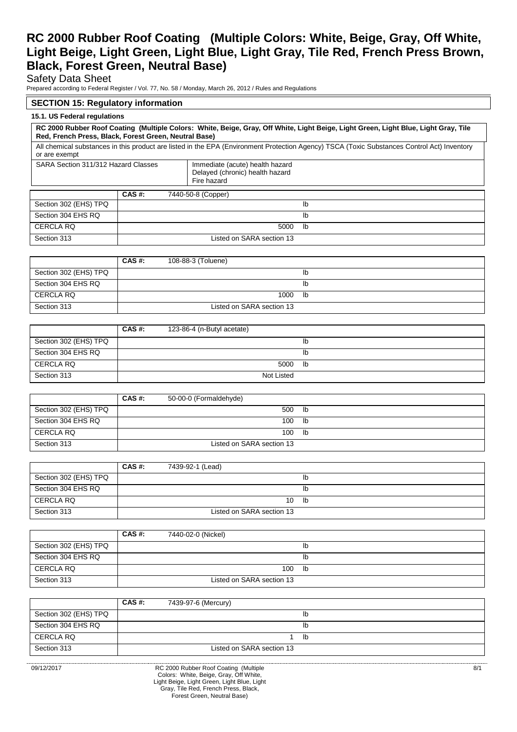## SECTION 15: Regulatory information

### 15.1. US Federal regulations

**RC 2000 Rubber Roof Coating (Multiple Colors: White, Beige, Gray, Off White, Light Beige, Light Green, Light Blue, Light Gray, Tile Red, French Press, Black, Forest Green, Neutral Base)**

All chemical substances in this product are listed in the EPA (Environment Protection Agency) TSCA (Toxic Substances Control Act) Inventory or are exempt

| SARA Section 311/312 Hazard Classes | Immediate (acute) health hazard<br>Delayed (chronic) health hazard<br>Fire hazard |
|---|---|

| | CAS #: 7440-50-8 (Copper) |
|---|---|
| Section 302 (EHS) TPQ | lb |
| Section 304 EHS RQ | lb |
| CERCLA RQ | 5000 lb |
| Section 313 | Listed on SARA section 13 |

| | CAS #: 108-88-3 (Toluene) |
|---|---|
| Section 302 (EHS) TPQ | lb |
| Section 304 EHS RQ | lb |
| CERCLA RQ | 1000 lb |
| Section 313 | Listed on SARA section 13 |

| | CAS #: 123-86-4 (n-Butyl acetate) |
|---|---|
| Section 302 (EHS) TPQ | lb |
| Section 304 EHS RQ | lb |
| CERCLA RQ | 5000 lb |
| Section 313 | Not Listed |

| | CAS #: 50-00-0 (Formaldehyde) |
|---|---|
| Section 302 (EHS) TPQ | 500 lb |
| Section 304 EHS RQ | 100 lb |
| CERCLA RQ | 100 lb |
| Section 313 | Listed on SARA section 13 |

| | CAS #: 7439-92-1 (Lead) |
|---|---|
| Section 302 (EHS) TPQ | lb |
| Section 304 EHS RQ | lb |
| CERCLA RQ | 10 lb |
| Section 313 | Listed on SARA section 13 |

| | CAS #: 7440-02-0 (Nickel) |
|---|---|
| Section 302 (EHS) TPQ | lb |
| Section 304 EHS RQ | lb |
| CERCLA RQ | 100 lb |
| Section 313 | Listed on SARA section 13 |

| | CAS #: 7439-97-6 (Mercury) |
|---|---|
| Section 302 (EHS) TPQ | lb |
| Section 304 EHS RQ | lb |
| CERCLA RQ | 1 lb |
| Section 313 | Listed on SARA section 13 |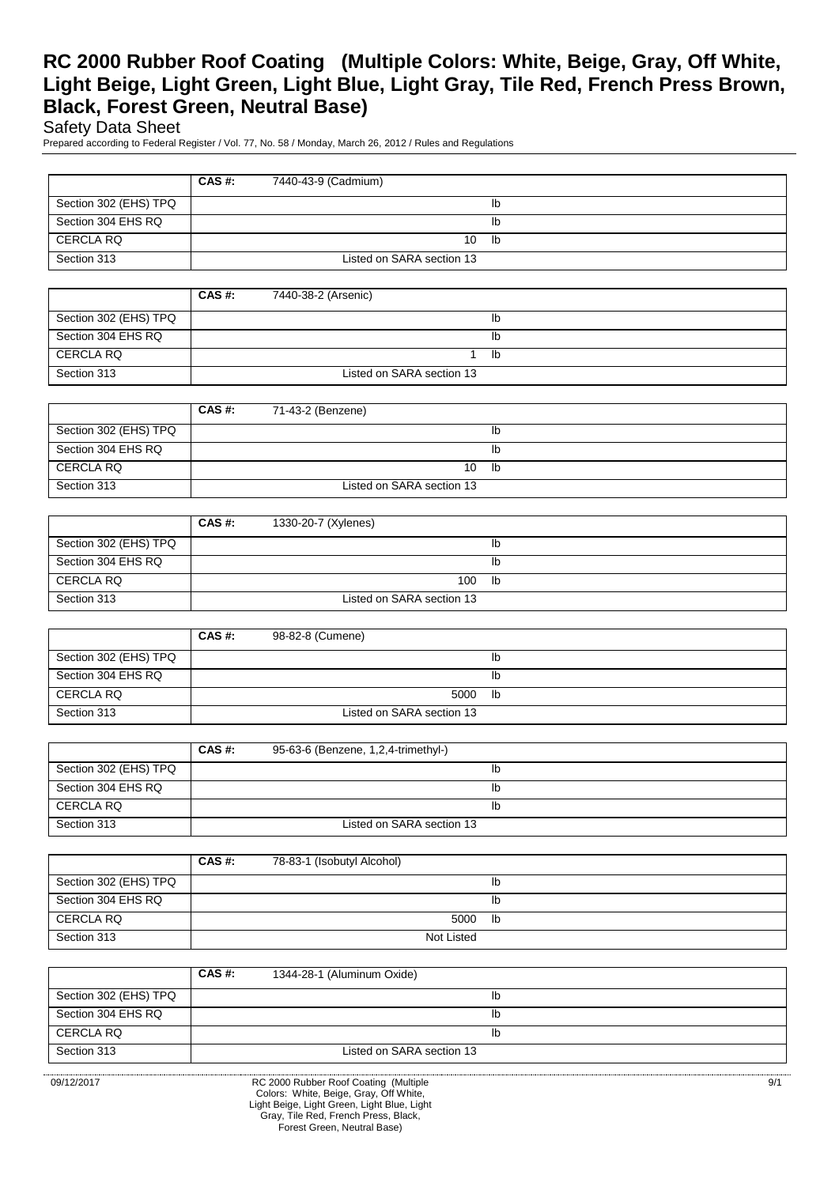| | CAS #: | 7440-43-9 (Cadmium) |
|---|---|---|
| Section 302 (EHS) TPQ | | lb |
| Section 304 EHS RQ | | lb |
| CERCLA RQ | | 10 lb |
| Section 313 | | Listed on SARA section 13 |

| | CAS #: | 7440-38-2 (Arsenic) |
|---|---|---|
| Section 302 (EHS) TPQ | | lb |
| Section 304 EHS RQ | | lb |
| CERCLA RQ | | 1 lb |
| Section 313 | | Listed on SARA section 13 |

| | CAS #: | 71-43-2 (Benzene) |
|---|---|---|
| Section 302 (EHS) TPQ | | lb |
| Section 304 EHS RQ | | lb |
| CERCLA RQ | | 10 lb |
| Section 313 | | Listed on SARA section 13 |

| | CAS #: | 1330-20-7 (Xylenes) |
|---|---|---|
| Section 302 (EHS) TPQ | | lb |
| Section 304 EHS RQ | | lb |
| CERCLA RQ | | 100 lb |
| Section 313 | | Listed on SARA section 13 |

| | CAS #: | 98-82-8 (Cumene) |
|---|---|---|
| Section 302 (EHS) TPQ | | lb |
| Section 304 EHS RQ | | lb |
| CERCLA RQ | | 5000 lb |
| Section 313 | | Listed on SARA section 13 |

| | CAS #: | 95-63-6 (Benzene, 1,2,4-trimethyl-) |
|---|---|---|
| Section 302 (EHS) TPQ | | lb |
| Section 304 EHS RQ | | lb |
| CERCLA RQ | | lb |
| Section 313 | | Listed on SARA section 13 |

| | CAS #: | 78-83-1 (Isobutyl Alcohol) |
|---|---|---|
| Section 302 (EHS) TPQ | | lb |
| Section 304 EHS RQ | | lb |
| CERCLA RQ | | 5000 lb |
| Section 313 | | Not Listed |

| | CAS #: | 1344-28-1 (Aluminum Oxide) |
|---|---|---|
| Section 302 (EHS) TPQ | | lb |
| Section 304 EHS RQ | | lb |
| CERCLA RQ | | lb |
| Section 313 | | Listed on SARA section 13 |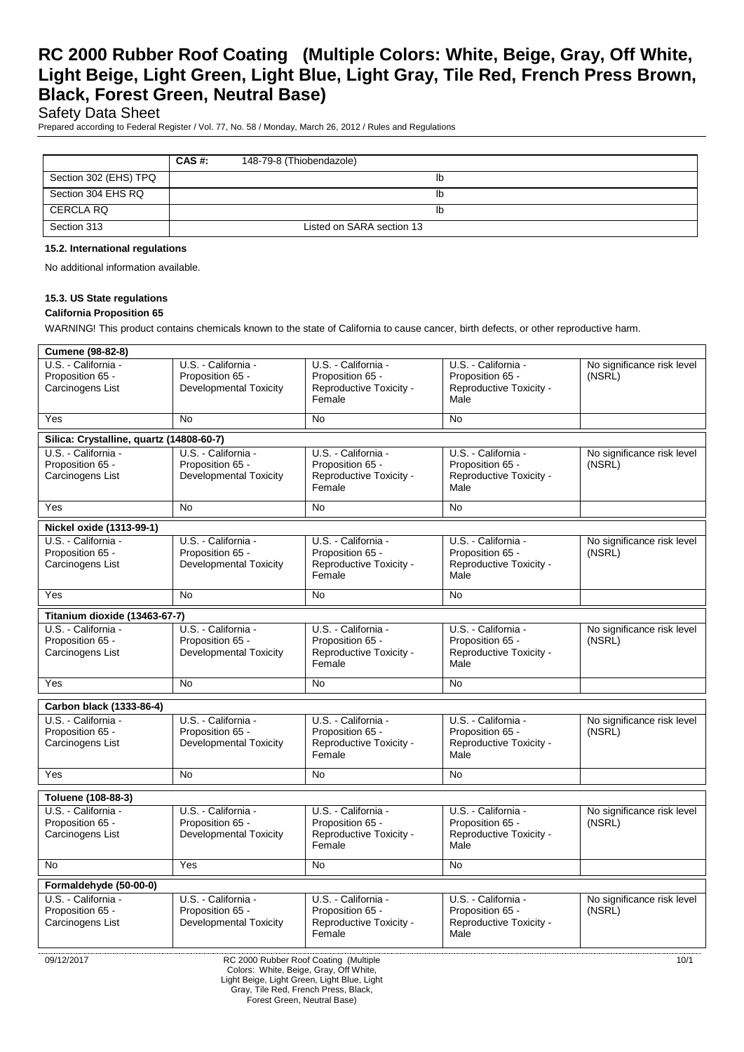| | CAS #: 148-79-8 (Thiobendazole) |
|---|---|
| Section 302 (EHS) TPQ | lb |
| Section 304 EHS RQ | lb |
| CERCLA RQ | lb |
| Section 313 | Listed on SARA section 13 |

#### 15.2. International regulations

No additional information available.

#### 15.3. US State regulations

**California Proposition 65**

WARNING! This product contains chemicals known to the state of California to cause cancer, birth defects, or other reproductive harm.

| **Cumene (98-82-8)** | | | | |
|---|---|---|---|---|
| U.S. - California - Proposition 65 - Carcinogens List | U.S. - California - Proposition 65 - Developmental Toxicity | U.S. - California - Proposition 65 - Reproductive Toxicity - Female | U.S. - California - Proposition 65 - Reproductive Toxicity - Male | No significance risk level (NSRL) |
| Yes | No | No | No | |

| **Silica: Crystalline, quartz (14808-60-7)** | | | | |
|---|---|---|---|---|
| U.S. - California - Proposition 65 - Carcinogens List | U.S. - California - Proposition 65 - Developmental Toxicity | U.S. - California - Proposition 65 - Reproductive Toxicity - Female | U.S. - California - Proposition 65 - Reproductive Toxicity - Male | No significance risk level (NSRL) |
| Yes | No | No | No | |

| **Nickel oxide (1313-99-1)** | | | | |
|---|---|---|---|---|
| U.S. - California - Proposition 65 - Carcinogens List | U.S. - California - Proposition 65 - Developmental Toxicity | U.S. - California - Proposition 65 - Reproductive Toxicity - Female | U.S. - California - Proposition 65 - Reproductive Toxicity - Male | No significance risk level (NSRL) |
| Yes | No | No | No | |

| **Titanium dioxide (13463-67-7)** | | | | |
|---|---|---|---|---|
| U.S. - California - Proposition 65 - Carcinogens List | U.S. - California - Proposition 65 - Developmental Toxicity | U.S. - California - Proposition 65 - Reproductive Toxicity - Female | U.S. - California - Proposition 65 - Reproductive Toxicity - Male | No significance risk level (NSRL) |
| Yes | No | No | No | |

| **Carbon black (1333-86-4)** | | | | |
|---|---|---|---|---|
| U.S. - California - Proposition 65 - Carcinogens List | U.S. - California - Proposition 65 - Developmental Toxicity | U.S. - California - Proposition 65 - Reproductive Toxicity - Female | U.S. - California - Proposition 65 - Reproductive Toxicity - Male | No significance risk level (NSRL) |
| Yes | No | No | No | |

| **Toluene (108-88-3)** | | | | |
|---|---|---|---|---|
| U.S. - California - Proposition 65 - Carcinogens List | U.S. - California - Proposition 65 - Developmental Toxicity | U.S. - California - Proposition 65 - Reproductive Toxicity - Female | U.S. - California - Proposition 65 - Reproductive Toxicity - Male | No significance risk level (NSRL) |
| No | Yes | No | No | |

| **Formaldehyde (50-00-0)** | | | | |
|---|---|---|---|---|
| U.S. - California - Proposition 65 - Carcinogens List | U.S. - California - Proposition 65 - Developmental Toxicity | U.S. - California - Proposition 65 - Reproductive Toxicity - Female | U.S. - California - Proposition 65 - Reproductive Toxicity - Male | No significance risk level (NSRL) |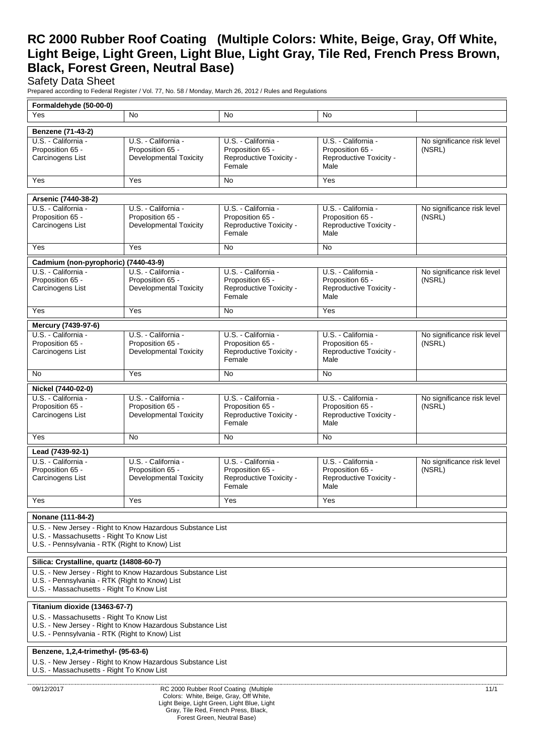| Formaldehyde (50-00-0) | | | | |
|---|---|---|---|---|
| Yes | No | No | No | |

| Benzene (71-43-2) | | | | |
|---|---|---|---|---|
| U.S. - California - Proposition 65 - Carcinogens List | U.S. - California - Proposition 65 - Developmental Toxicity | U.S. - California - Proposition 65 - Reproductive Toxicity - Female | U.S. - California - Proposition 65 - Reproductive Toxicity - Male | No significance risk level (NSRL) |
| Yes | Yes | No | Yes | |

| Arsenic (7440-38-2) | | | | |
|---|---|---|---|---|
| U.S. - California - Proposition 65 - Carcinogens List | U.S. - California - Proposition 65 - Developmental Toxicity | U.S. - California - Proposition 65 - Reproductive Toxicity - Female | U.S. - California - Proposition 65 - Reproductive Toxicity - Male | No significance risk level (NSRL) |
| Yes | Yes | No | No | |

| Cadmium (non-pyrophoric) (7440-43-9) | | | | |
|---|---|---|---|---|
| U.S. - California - Proposition 65 - Carcinogens List | U.S. - California - Proposition 65 - Developmental Toxicity | U.S. - California - Proposition 65 - Reproductive Toxicity - Female | U.S. - California - Proposition 65 - Reproductive Toxicity - Male | No significance risk level (NSRL) |
| Yes | Yes | No | Yes | |

| Mercury (7439-97-6) | | | | |
|---|---|---|---|---|
| U.S. - California - Proposition 65 - Carcinogens List | U.S. - California - Proposition 65 - Developmental Toxicity | U.S. - California - Proposition 65 - Reproductive Toxicity - Female | U.S. - California - Proposition 65 - Reproductive Toxicity - Male | No significance risk level (NSRL) |
| No | Yes | No | No | |

| Nickel (7440-02-0) | | | | |
|---|---|---|---|---|
| U.S. - California - Proposition 65 - Carcinogens List | U.S. - California - Proposition 65 - Developmental Toxicity | U.S. - California - Proposition 65 - Reproductive Toxicity - Female | U.S. - California - Proposition 65 - Reproductive Toxicity - Male | No significance risk level (NSRL) |
| Yes | No | No | No | |

| Lead (7439-92-1) | | | | |
|---|---|---|---|---|
| U.S. - California - Proposition 65 - Carcinogens List | U.S. - California - Proposition 65 - Developmental Toxicity | U.S. - California - Proposition 65 - Reproductive Toxicity - Female | U.S. - California - Proposition 65 - Reproductive Toxicity - Male | No significance risk level (NSRL) |
| Yes | Yes | Yes | Yes | |

**Nonane (111-84-2)**

U.S. - New Jersey - Right to Know Hazardous Substance List
U.S. - Massachusetts - Right To Know List
U.S. - Pennsylvania - RTK (Right to Know) List

**Silica: Crystalline, quartz (14808-60-7)**

U.S. - New Jersey - Right to Know Hazardous Substance List
U.S. - Pennsylvania - RTK (Right to Know) List
U.S. - Massachusetts - Right To Know List

**Titanium dioxide (13463-67-7)**

U.S. - Massachusetts - Right To Know List
U.S. - New Jersey - Right to Know Hazardous Substance List
U.S. - Pennsylvania - RTK (Right to Know) List

**Benzene, 1,2,4-trimethyl- (95-63-6)**

U.S. - New Jersey - Right to Know Hazardous Substance List
U.S. - Massachusetts - Right To Know List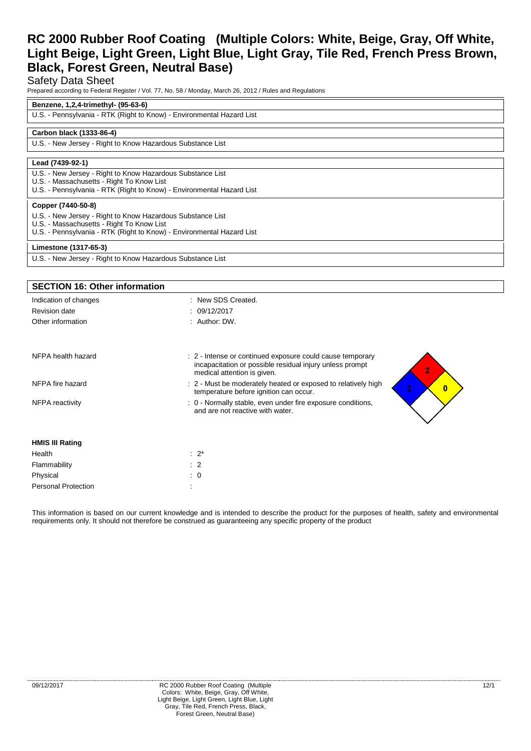**Benzene, 1,2,4-trimethyl- (95-63-6)**

U.S. - Pennsylvania - RTK (Right to Know) - Environmental Hazard List

**Carbon black (1333-86-4)**

U.S. - New Jersey - Right to Know Hazardous Substance List

**Lead (7439-92-1)**

U.S. - New Jersey - Right to Know Hazardous Substance List
U.S. - Massachusetts - Right To Know List
U.S. - Pennsylvania - RTK (Right to Know) - Environmental Hazard List

**Copper (7440-50-8)**

U.S. - New Jersey - Right to Know Hazardous Substance List
U.S. - Massachusetts - Right To Know List
U.S. - Pennsylvania - RTK (Right to Know) - Environmental Hazard List

**Limestone (1317-65-3)**

U.S. - New Jersey - Right to Know Hazardous Substance List

## SECTION 16: Other information

| | |
|---|---|
| Indication of changes | : New SDS Created. |
| Revision date | : 09/12/2017 |
| Other information | : Author: DW. |

| | |
|---|---|
| NFPA health hazard | : 2 - Intense or continued exposure could cause temporary incapacitation or possible residual injury unless prompt medical attention is given. |
| NFPA fire hazard | : 2 - Must be moderately heated or exposed to relatively high temperature before ignition can occur. |
| NFPA reactivity | : 0 - Normally stable, even under fire exposure conditions, and are not reactive with water. |

2
2
0

**HMIS III Rating**

| | |
|---|---|
| Health | : 2* |
| Flammability | : 2 |
| Physical | : 0 |
| Personal Protection | : |

This information is based on our current knowledge and is intended to describe the product for the purposes of health, safety and environmental requirements only. It should not therefore be construed as guaranteeing any specific property of the product